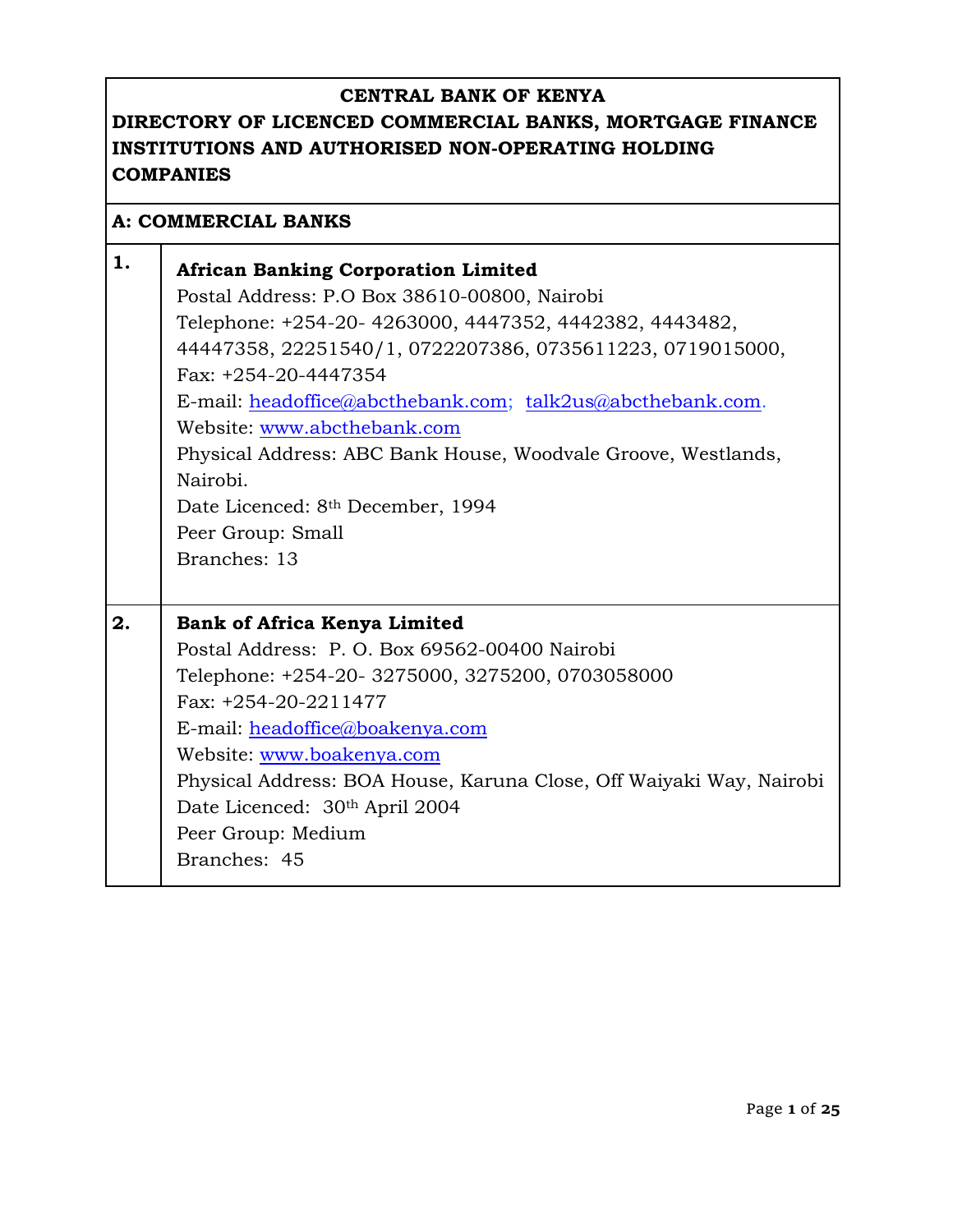# CENTRAL BANK OF KENYA

## DIRECTORY OF LICENCED COMMERCIAL BANKS, MORTGAGE FINANCE INSTITUTIONS AND AUTHORISED NON-OPERATING HOLDING COMPANIES

### A: COMMERCIAL BANKS

**1. African Banking Corporation Limited**

Postal Address: P.O Box 38610-00800, Nairobi
Telephone: +254-20- 4263000, 4447352, 4442382, 4443482, 44447358, 22251540/1, 0722207386, 0735611223, 0719015000,
Fax: +254-20-4447354
E-mail: headoffice@abcthebank.com; talk2us@abcthebank.com.
Website: www.abcthebank.com
Physical Address: ABC Bank House, Woodvale Groove, Westlands, Nairobi.
Date Licenced: 8th December, 1994
Peer Group: Small
Branches: 13

**2. Bank of Africa Kenya Limited**

Postal Address: P. O. Box 69562-00400 Nairobi
Telephone: +254-20- 3275000, 3275200, 0703058000
Fax: +254-20-2211477
E-mail: headoffice@boakenya.com
Website: www.boakenya.com
Physical Address: BOA House, Karuna Close, Off Waiyaki Way, Nairobi
Date Licenced: 30th April 2004
Peer Group: Medium
Branches: 45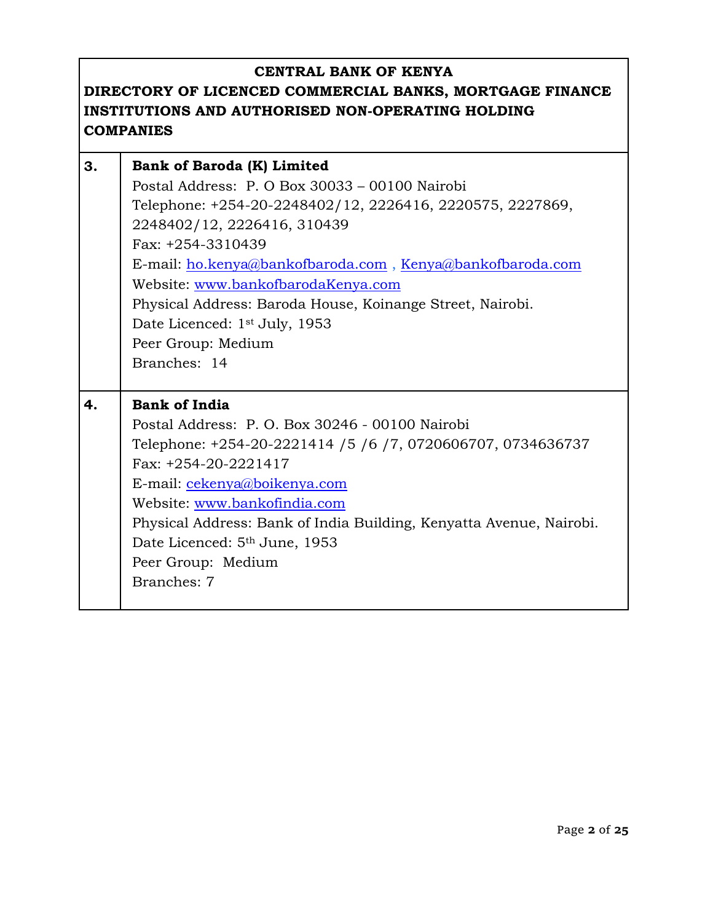| CENTRAL BANK OF KENYA<br>DIRECTORY OF LICENCED COMMERCIAL BANKS, MORTGAGE FINANCE INSTITUTIONS AND AUTHORISED NON-OPERATING HOLDING COMPANIES | |
|---|---|
| **3.** | **Bank of Baroda (K) Limited**<br>Postal Address: P. O Box 30033 – 00100 Nairobi<br>Telephone: +254-20-2248402/12, 2226416, 2220575, 2227869, 2248402/12, 2226416, 310439<br>Fax: +254-3310439<br>E-mail: ho.kenya@bankofbaroda.com , Kenya@bankofbaroda.com<br>Website: www.bankofbarodaKenya.com<br>Physical Address: Baroda House, Koinange Street, Nairobi.<br>Date Licenced: 1st July, 1953<br>Peer Group: Medium<br>Branches: 14 |
| **4.** | **Bank of India**<br>Postal Address: P. O. Box 30246 - 00100 Nairobi<br>Telephone: +254-20-2221414 /5 /6 /7, 0720606707, 0734636737<br>Fax: +254-20-2221417<br>E-mail: cekenya@boikenya.com<br>Website: www.bankofindia.com<br>Physical Address: Bank of India Building, Kenyatta Avenue, Nairobi.<br>Date Licenced: 5th June, 1953<br>Peer Group: Medium<br>Branches: 7 |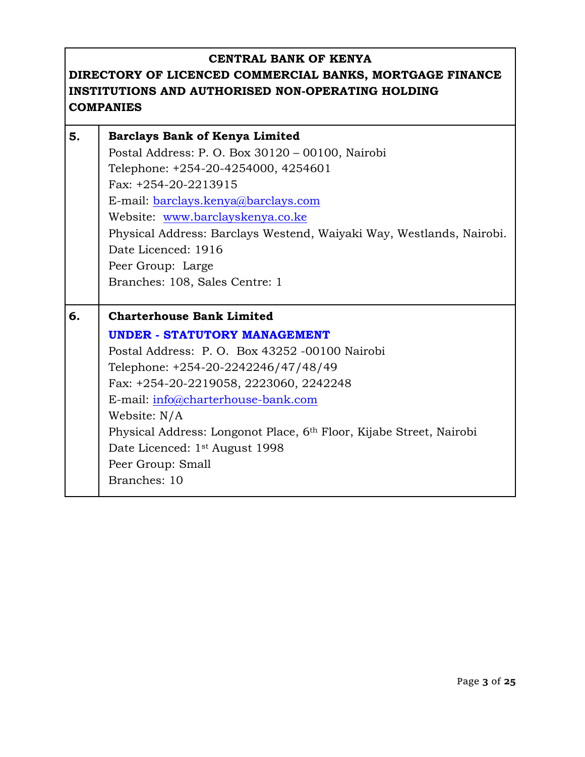**CENTRAL BANK OF KENYA**

**DIRECTORY OF LICENCED COMMERCIAL BANKS, MORTGAGE FINANCE INSTITUTIONS AND AUTHORISED NON-OPERATING HOLDING COMPANIES**

| | |
|---|---|
| **5.** | **Barclays Bank of Kenya Limited**<br>Postal Address: P. O. Box 30120 – 00100, Nairobi<br>Telephone: +254-20-4254000, 4254601<br>Fax: +254-20-2213915<br>E-mail: barclays.kenya@barclays.com<br>Website: www.barclayskenya.co.ke<br>Physical Address: Barclays Westend, Waiyaki Way, Westlands, Nairobi.<br>Date Licenced: 1916<br>Peer Group: Large<br>Branches: 108, Sales Centre: 1 |
| **6.** | **Charterhouse Bank Limited**<br>**UNDER - STATUTORY MANAGEMENT**<br>Postal Address: P. O. Box 43252 -00100 Nairobi<br>Telephone: +254-20-2242246/47/48/49<br>Fax: +254-20-2219058, 2223060, 2242248<br>E-mail: info@charterhouse-bank.com<br>Website: N/A<br>Physical Address: Longonot Place, 6th Floor, Kijabe Street, Nairobi<br>Date Licenced: 1st August 1998<br>Peer Group: Small<br>Branches: 10 |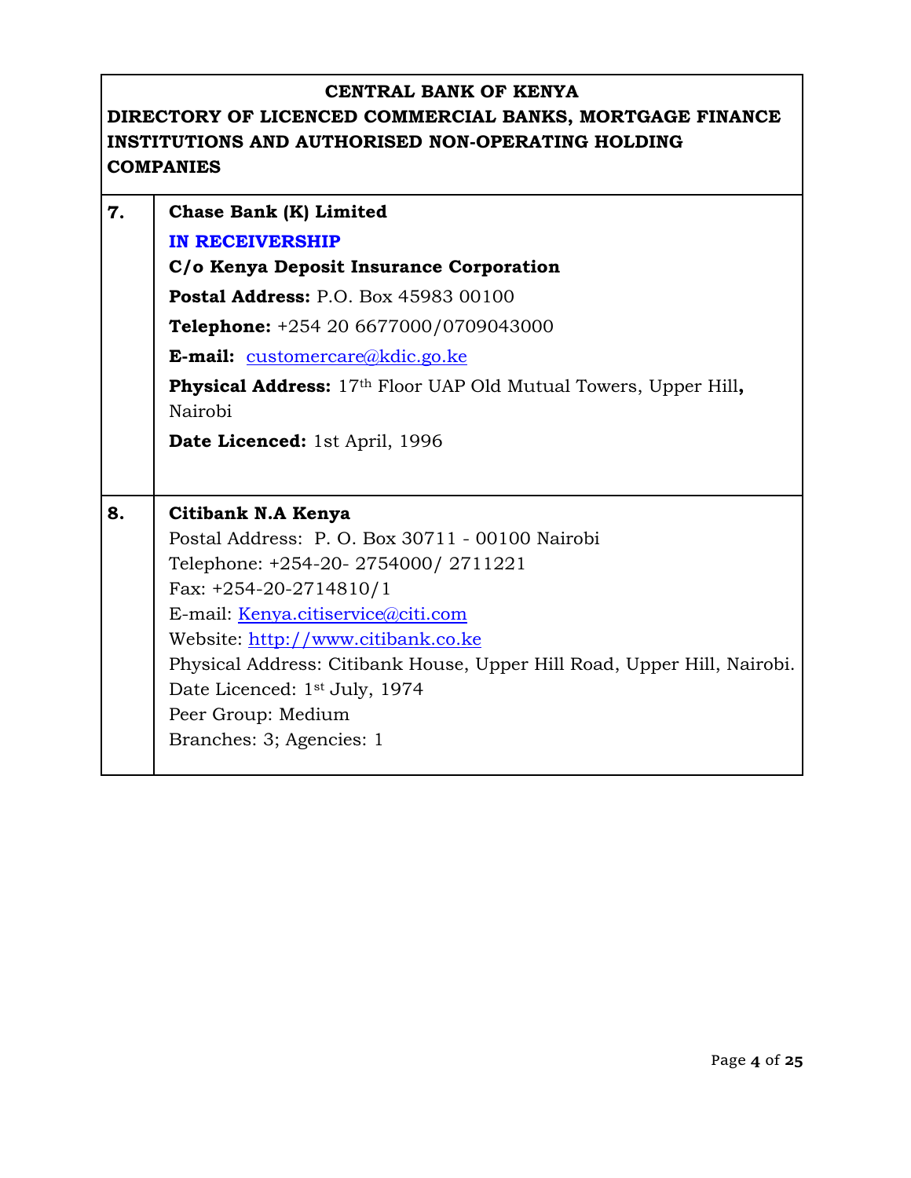**CENTRAL BANK OF KENYA**

**DIRECTORY OF LICENCED COMMERCIAL BANKS, MORTGAGE FINANCE INSTITUTIONS AND AUTHORISED NON-OPERATING HOLDING COMPANIES**

| | |
|---|---|
| **7.** | **Chase Bank (K) Limited**<br>**IN RECEIVERSHIP**<br>**C/o Kenya Deposit Insurance Corporation**<br>**Postal Address:** P.O. Box 45983 00100<br>**Telephone:** +254 20 6677000/0709043000<br>**E-mail:** customercare@kdic.go.ke<br>**Physical Address:** 17th Floor UAP Old Mutual Towers, Upper Hill**,** Nairobi<br>**Date Licenced:** 1st April, 1996 |
| **8.** | **Citibank N.A Kenya**<br>Postal Address: P. O. Box 30711 - 00100 Nairobi<br>Telephone: +254-20- 2754000/ 2711221<br>Fax: +254-20-2714810/1<br>E-mail: Kenya.citiservice@citi.com<br>Website: http://www.citibank.co.ke<br>Physical Address: Citibank House, Upper Hill Road, Upper Hill, Nairobi.<br>Date Licenced: 1st July, 1974<br>Peer Group: Medium<br>Branches: 3; Agencies: 1 |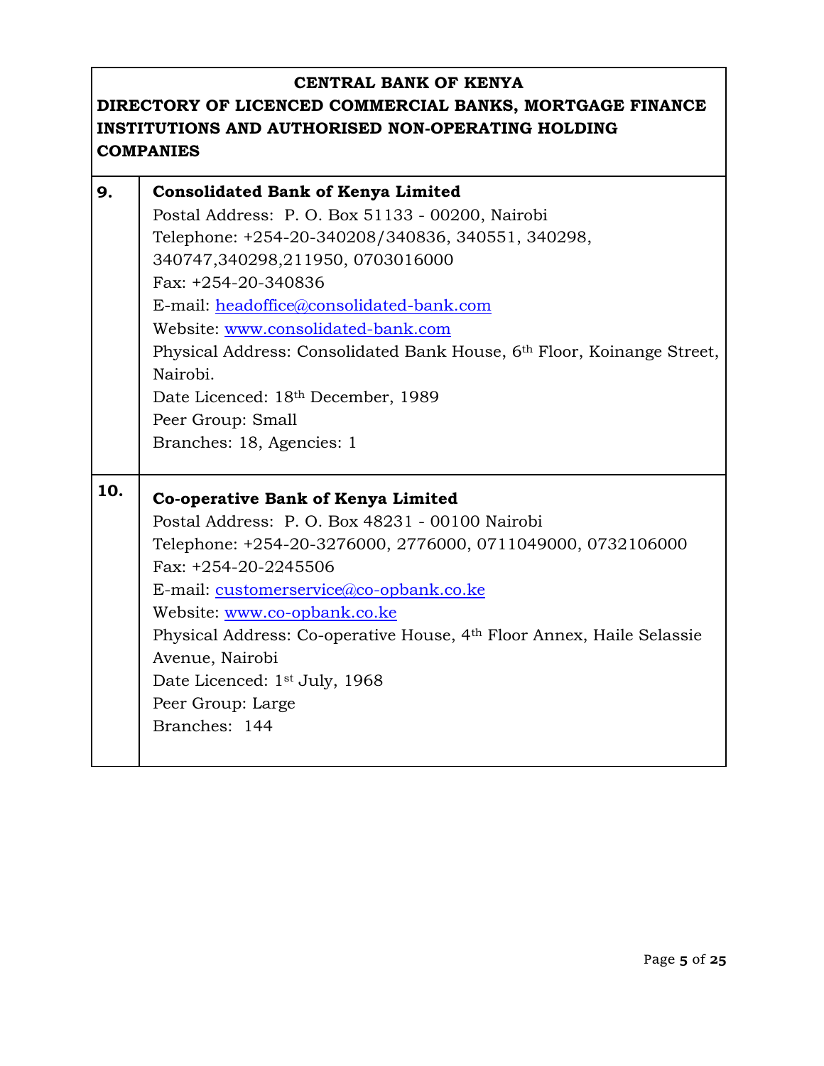**CENTRAL BANK OF KENYA**
**DIRECTORY OF LICENCED COMMERCIAL BANKS, MORTGAGE FINANCE INSTITUTIONS AND AUTHORISED NON-OPERATING HOLDING COMPANIES**

| | |
|---|---|
| **9.** | **Consolidated Bank of Kenya Limited**<br>Postal Address: P. O. Box 51133 - 00200, Nairobi<br>Telephone: +254-20-340208/340836, 340551, 340298, 340747,340298,211950, 0703016000<br>Fax: +254-20-340836<br>E-mail: headoffice@consolidated-bank.com<br>Website: www.consolidated-bank.com<br>Physical Address: Consolidated Bank House, 6th Floor, Koinange Street, Nairobi.<br>Date Licenced: 18th December, 1989<br>Peer Group: Small<br>Branches: 18, Agencies: 1 |
| **10.** | **Co-operative Bank of Kenya Limited**<br>Postal Address: P. O. Box 48231 - 00100 Nairobi<br>Telephone: +254-20-3276000, 2776000, 0711049000, 0732106000<br>Fax: +254-20-2245506<br>E-mail: customerservice@co-opbank.co.ke<br>Website: www.co-opbank.co.ke<br>Physical Address: Co-operative House, 4th Floor Annex, Haile Selassie Avenue, Nairobi<br>Date Licenced: 1st July, 1968<br>Peer Group: Large<br>Branches: 144 |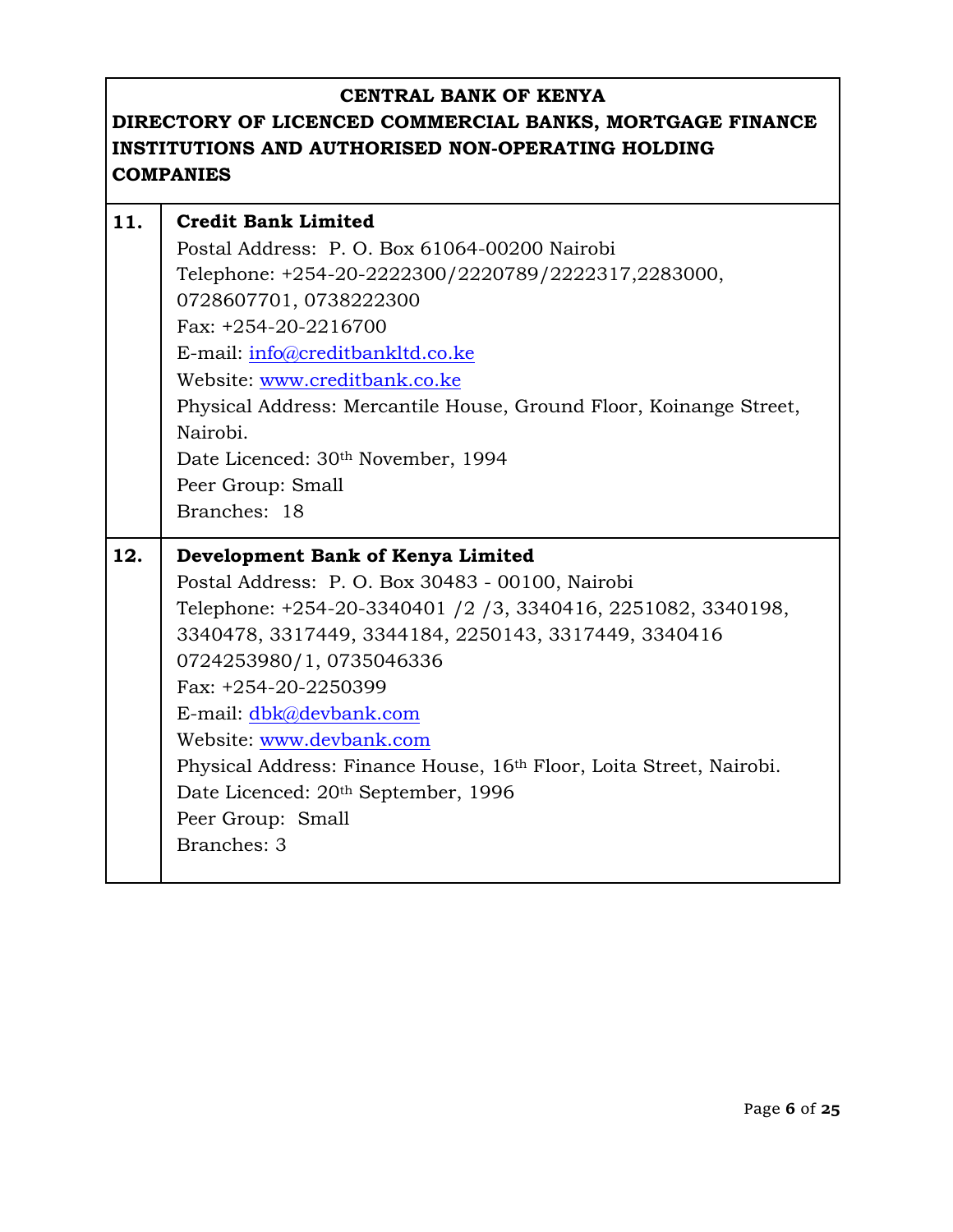**CENTRAL BANK OF KENYA**

**DIRECTORY OF LICENCED COMMERCIAL BANKS, MORTGAGE FINANCE INSTITUTIONS AND AUTHORISED NON-OPERATING HOLDING COMPANIES**

| | |
|---|---|
| **11.** | **Credit Bank Limited**<br>Postal Address: P. O. Box 61064-00200 Nairobi<br>Telephone: +254-20-2222300/2220789/2222317,2283000, 0728607701, 0738222300<br>Fax: +254-20-2216700<br>E-mail: info@creditbankltd.co.ke<br>Website: www.creditbank.co.ke<br>Physical Address: Mercantile House, Ground Floor, Koinange Street, Nairobi.<br>Date Licenced: 30th November, 1994<br>Peer Group: Small<br>Branches: 18 |
| **12.** | **Development Bank of Kenya Limited**<br>Postal Address: P. O. Box 30483 - 00100, Nairobi<br>Telephone: +254-20-3340401 /2 /3, 3340416, 2251082, 3340198, 3340478, 3317449, 3344184, 2250143, 3317449, 3340416 0724253980/1, 0735046336<br>Fax: +254-20-2250399<br>E-mail: dbk@devbank.com<br>Website: www.devbank.com<br>Physical Address: Finance House, 16th Floor, Loita Street, Nairobi.<br>Date Licenced: 20th September, 1996<br>Peer Group: Small<br>Branches: 3 |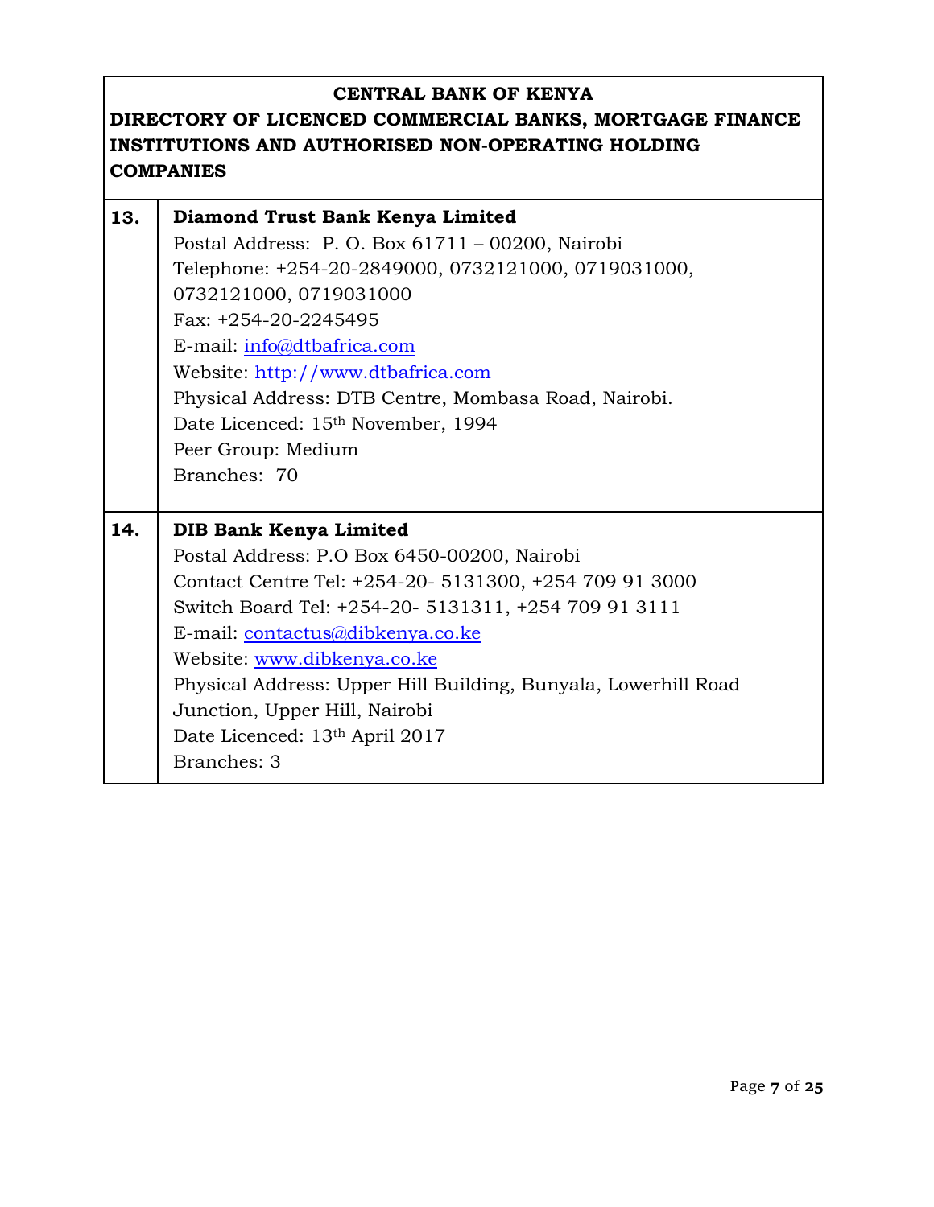**CENTRAL BANK OF KENYA**

**DIRECTORY OF LICENCED COMMERCIAL BANKS, MORTGAGE FINANCE INSTITUTIONS AND AUTHORISED NON-OPERATING HOLDING COMPANIES**

| | |
|---|---|
| **13.** | **Diamond Trust Bank Kenya Limited**<br>Postal Address: P. O. Box 61711 – 00200, Nairobi<br>Telephone: +254-20-2849000, 0732121000, 0719031000, 0732121000, 0719031000<br>Fax: +254-20-2245495<br>E-mail: info@dtbafrica.com<br>Website: http://www.dtbafrica.com<br>Physical Address: DTB Centre, Mombasa Road, Nairobi.<br>Date Licenced: 15th November, 1994<br>Peer Group: Medium<br>Branches: 70 |
| **14.** | **DIB Bank Kenya Limited**<br>Postal Address: P.O Box 6450-00200, Nairobi<br>Contact Centre Tel: +254-20- 5131300, +254 709 91 3000<br>Switch Board Tel: +254-20- 5131311, +254 709 91 3111<br>E-mail: contactus@dibkenya.co.ke<br>Website: www.dibkenya.co.ke<br>Physical Address: Upper Hill Building, Bunyala, Lowerhill Road Junction, Upper Hill, Nairobi<br>Date Licenced: 13th April 2017<br>Branches: 3 |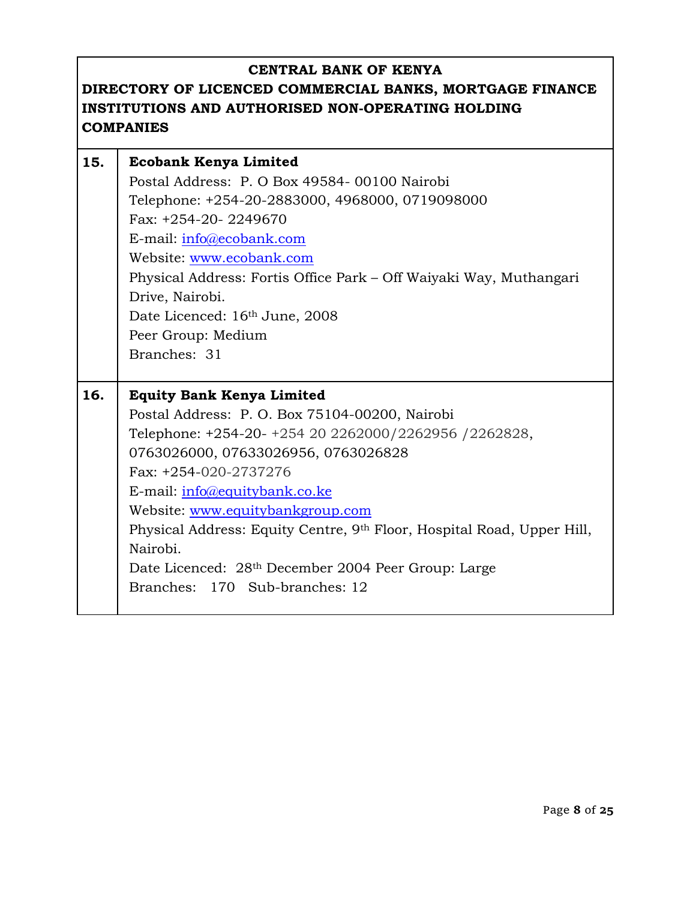**CENTRAL BANK OF KENYA**

**DIRECTORY OF LICENCED COMMERCIAL BANKS, MORTGAGE FINANCE INSTITUTIONS AND AUTHORISED NON-OPERATING HOLDING COMPANIES**

| | |
|---|---|
| **15.** | **Ecobank Kenya Limited**<br>Postal Address: P. O Box 49584- 00100 Nairobi<br>Telephone: +254-20-2883000, 4968000, 0719098000<br>Fax: +254-20- 2249670<br>E-mail: info@ecobank.com<br>Website: www.ecobank.com<br>Physical Address: Fortis Office Park – Off Waiyaki Way, Muthangari Drive, Nairobi.<br>Date Licenced: 16th June, 2008<br>Peer Group: Medium<br>Branches: 31 |
| **16.** | **Equity Bank Kenya Limited**<br>Postal Address: P. O. Box 75104-00200, Nairobi<br>Telephone: +254-20- +254 20 2262000/2262956 /2262828, 0763026000, 07633026956, 0763026828<br>Fax: +254-020-2737276<br>E-mail: info@equitybank.co.ke<br>Website: www.equitybankgroup.com<br>Physical Address: Equity Centre, 9th Floor, Hospital Road, Upper Hill, Nairobi.<br>Date Licenced: 28th December 2004 Peer Group: Large<br>Branches: 170 Sub-branches: 12 |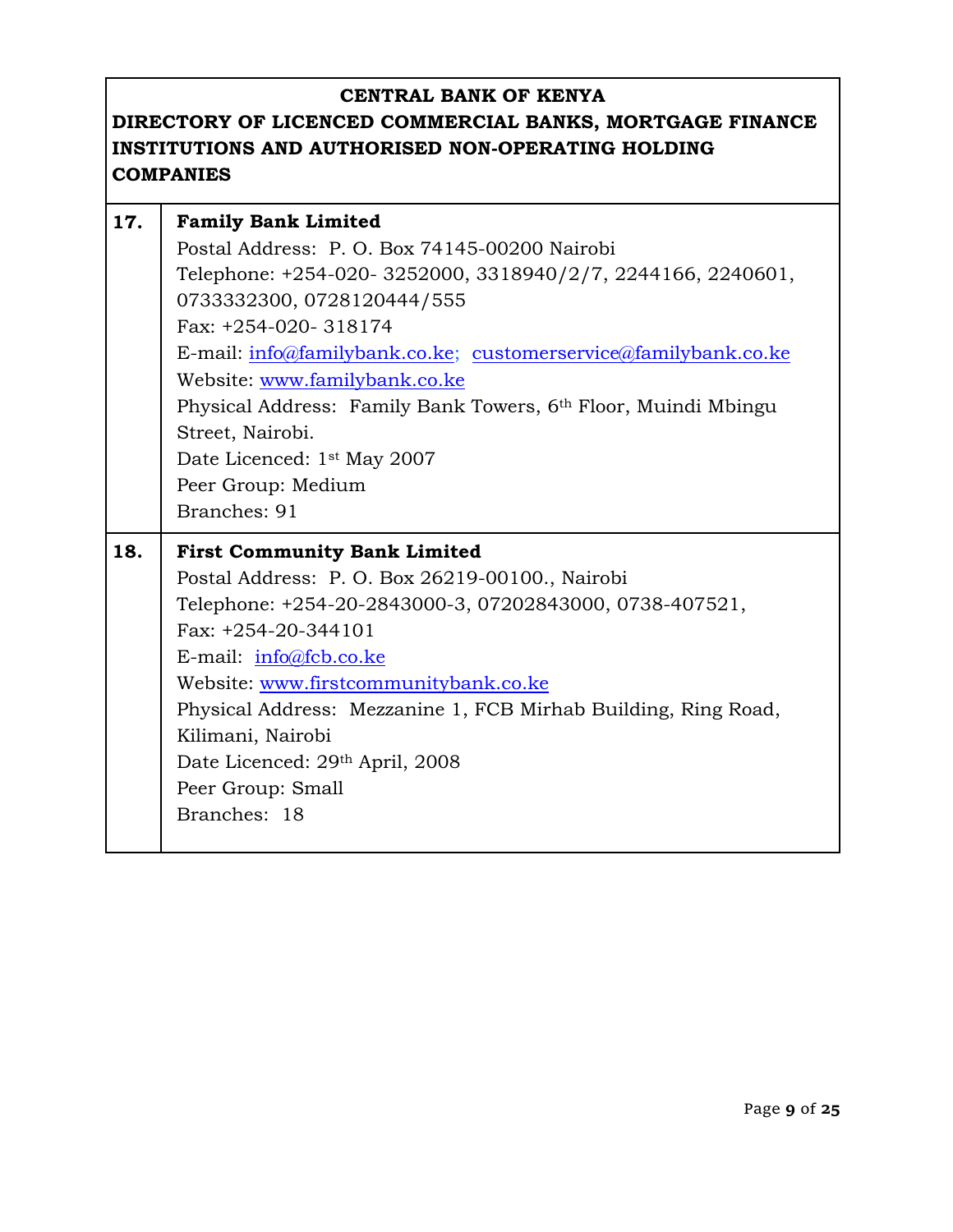**CENTRAL BANK OF KENYA**
**DIRECTORY OF LICENCED COMMERCIAL BANKS, MORTGAGE FINANCE INSTITUTIONS AND AUTHORISED NON-OPERATING HOLDING COMPANIES**

| | |
|---|---|
| **17.** | **Family Bank Limited**<br>Postal Address: P. O. Box 74145-00200 Nairobi<br>Telephone: +254-020- 3252000, 3318940/2/7, 2244166, 2240601, 0733332300, 0728120444/555<br>Fax: +254-020- 318174<br>E-mail: info@familybank.co.ke; customerservice@familybank.co.ke<br>Website: www.familybank.co.ke<br>Physical Address: Family Bank Towers, 6th Floor, Muindi Mbingu Street, Nairobi.<br>Date Licenced: 1st May 2007<br>Peer Group: Medium<br>Branches: 91 |
| **18.** | **First Community Bank Limited**<br>Postal Address: P. O. Box 26219-00100., Nairobi<br>Telephone: +254-20-2843000-3, 07202843000, 0738-407521,<br>Fax: +254-20-344101<br>E-mail: info@fcb.co.ke<br>Website: www.firstcommunitybank.co.ke<br>Physical Address: Mezzanine 1, FCB Mirhab Building, Ring Road, Kilimani, Nairobi<br>Date Licenced: 29th April, 2008<br>Peer Group: Small<br>Branches: 18 |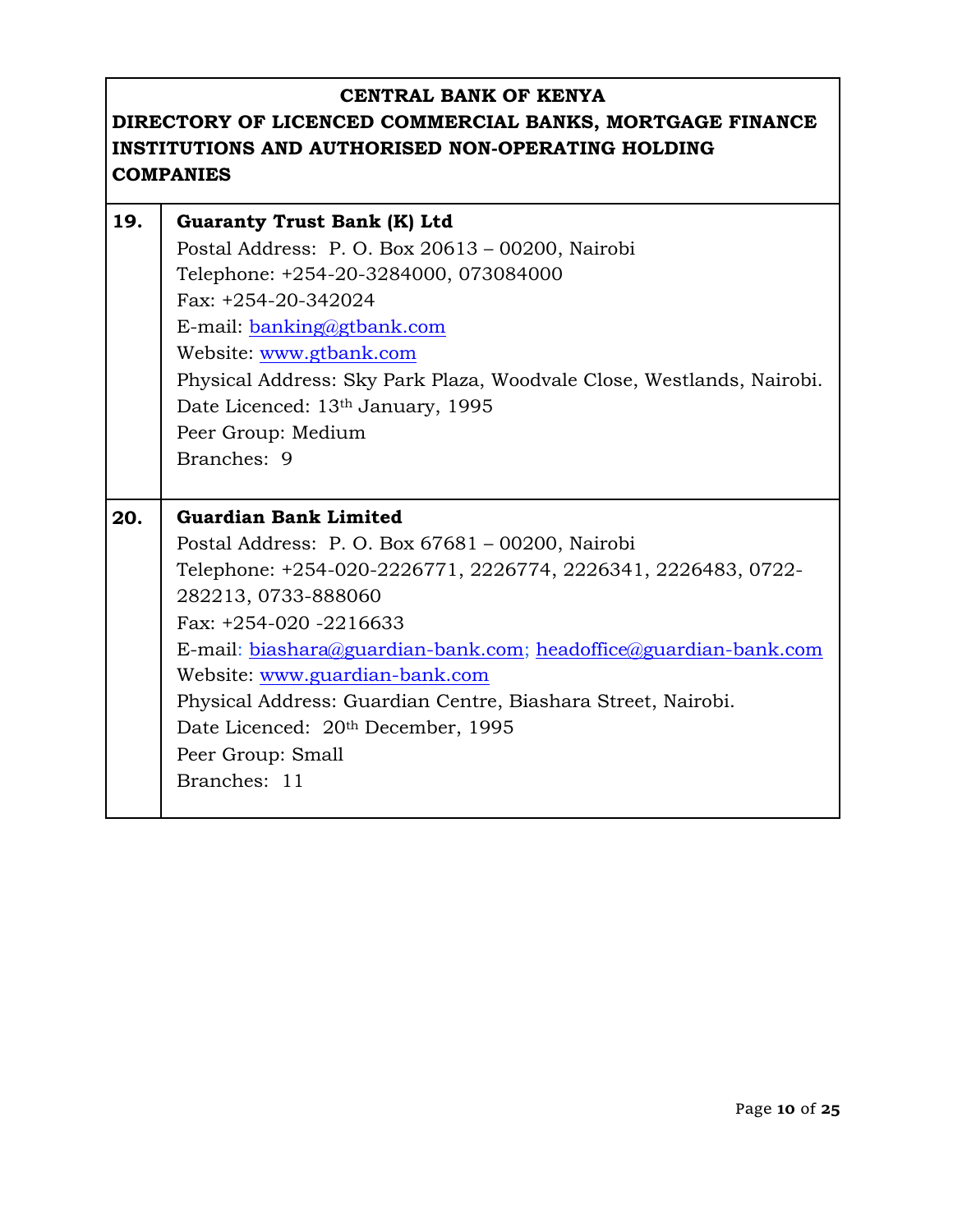**CENTRAL BANK OF KENYA**
**DIRECTORY OF LICENCED COMMERCIAL BANKS, MORTGAGE FINANCE INSTITUTIONS AND AUTHORISED NON-OPERATING HOLDING COMPANIES**

| | |
|---|---|
| **19.** | **Guaranty Trust Bank (K) Ltd**<br>Postal Address: P. O. Box 20613 – 00200, Nairobi<br>Telephone: +254-20-3284000, 073084000<br>Fax: +254-20-342024<br>E-mail: banking@gtbank.com<br>Website: www.gtbank.com<br>Physical Address: Sky Park Plaza, Woodvale Close, Westlands, Nairobi.<br>Date Licenced: 13th January, 1995<br>Peer Group: Medium<br>Branches: 9 |
| **20.** | **Guardian Bank Limited**<br>Postal Address: P. O. Box 67681 – 00200, Nairobi<br>Telephone: +254-020-2226771, 2226774, 2226341, 2226483, 0722-282213, 0733-888060<br>Fax: +254-020 -2216633<br>E-mail: biashara@guardian-bank.com; headoffice@guardian-bank.com<br>Website: www.guardian-bank.com<br>Physical Address: Guardian Centre, Biashara Street, Nairobi.<br>Date Licenced: 20th December, 1995<br>Peer Group: Small<br>Branches: 11 |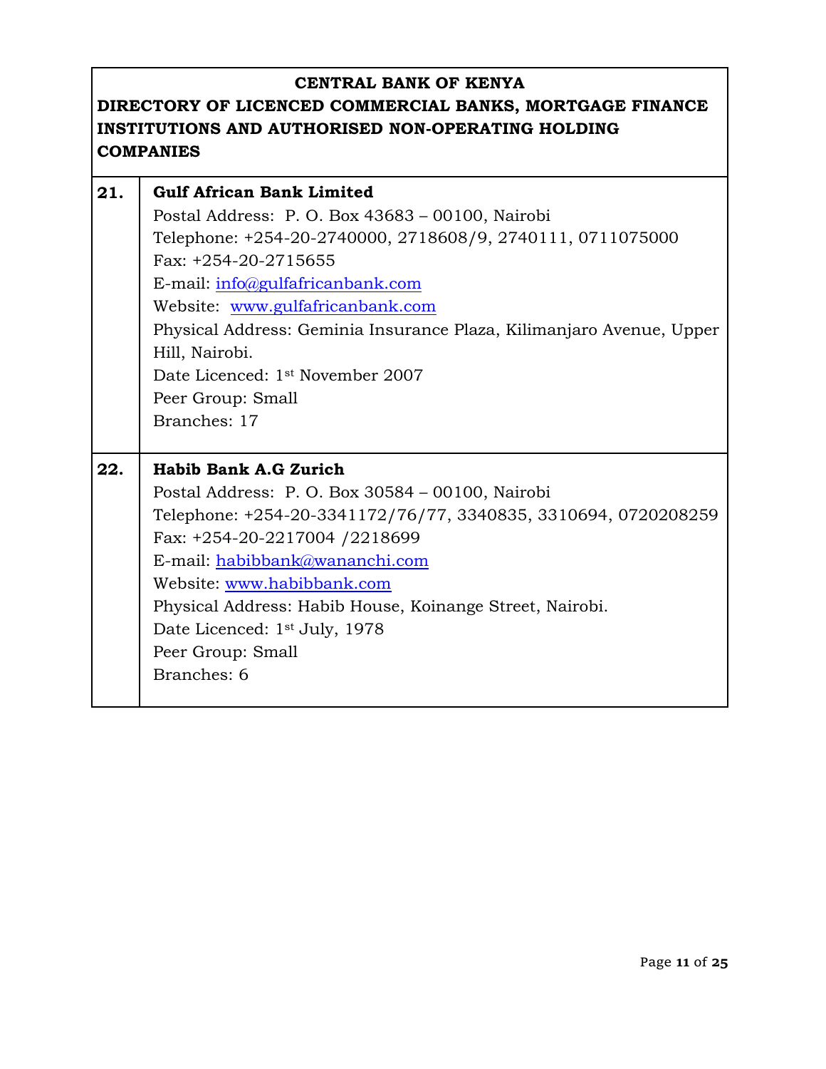**CENTRAL BANK OF KENYA**

**DIRECTORY OF LICENCED COMMERCIAL BANKS, MORTGAGE FINANCE INSTITUTIONS AND AUTHORISED NON-OPERATING HOLDING COMPANIES**

| | |
|---|---|
| **21.** | **Gulf African Bank Limited**<br>Postal Address: P. O. Box 43683 – 00100, Nairobi<br>Telephone: +254-20-2740000, 2718608/9, 2740111, 0711075000<br>Fax: +254-20-2715655<br>E-mail: info@gulfafricanbank.com<br>Website: www.gulfafricanbank.com<br>Physical Address: Geminia Insurance Plaza, Kilimanjaro Avenue, Upper Hill, Nairobi.<br>Date Licenced: 1st November 2007<br>Peer Group: Small<br>Branches: 17 |
| **22.** | **Habib Bank A.G Zurich**<br>Postal Address: P. O. Box 30584 – 00100, Nairobi<br>Telephone: +254-20-3341172/76/77, 3340835, 3310694, 0720208259<br>Fax: +254-20-2217004 /2218699<br>E-mail: habibbank@wananchi.com<br>Website: www.habibbank.com<br>Physical Address: Habib House, Koinange Street, Nairobi.<br>Date Licenced: 1st July, 1978<br>Peer Group: Small<br>Branches: 6 |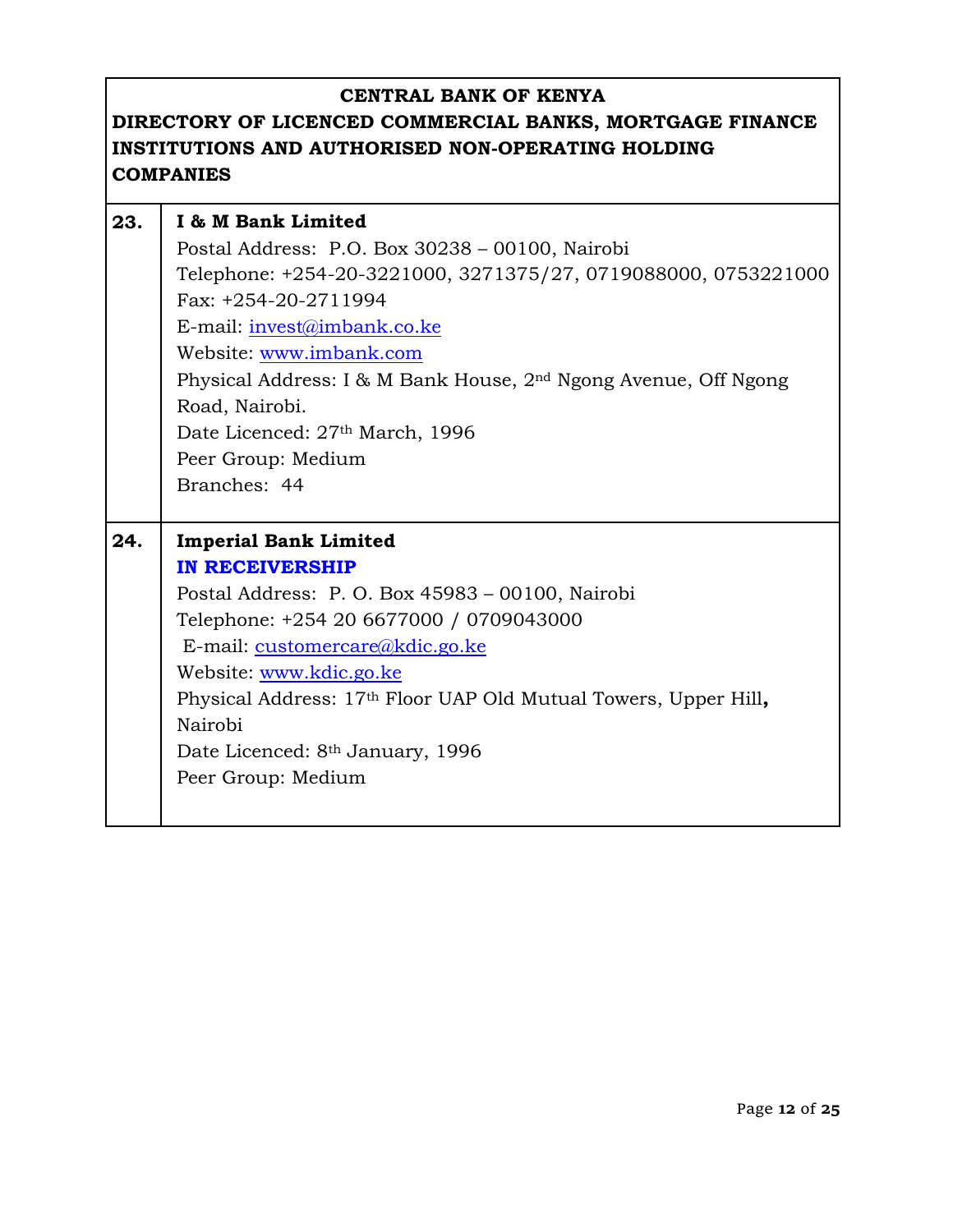**CENTRAL BANK OF KENYA**

**DIRECTORY OF LICENCED COMMERCIAL BANKS, MORTGAGE FINANCE INSTITUTIONS AND AUTHORISED NON-OPERATING HOLDING COMPANIES**

| | |
|---|---|
| **23.** | **I & M Bank Limited**<br>Postal Address: P.O. Box 30238 – 00100, Nairobi<br>Telephone: +254-20-3221000, 3271375/27, 0719088000, 0753221000<br>Fax: +254-20-2711994<br>E-mail: invest@imbank.co.ke<br>Website: www.imbank.com<br>Physical Address: I & M Bank House, 2nd Ngong Avenue, Off Ngong Road, Nairobi.<br>Date Licenced: 27th March, 1996<br>Peer Group: Medium<br>Branches: 44 |
| **24.** | **Imperial Bank Limited**<br>**IN RECEIVERSHIP**<br>Postal Address: P. O. Box 45983 – 00100, Nairobi<br>Telephone: +254 20 6677000 / 0709043000<br>E-mail: customercare@kdic.go.ke<br>Website: www.kdic.go.ke<br>Physical Address: 17th Floor UAP Old Mutual Towers, Upper Hill**,** Nairobi<br>Date Licenced: 8th January, 1996<br>Peer Group: Medium |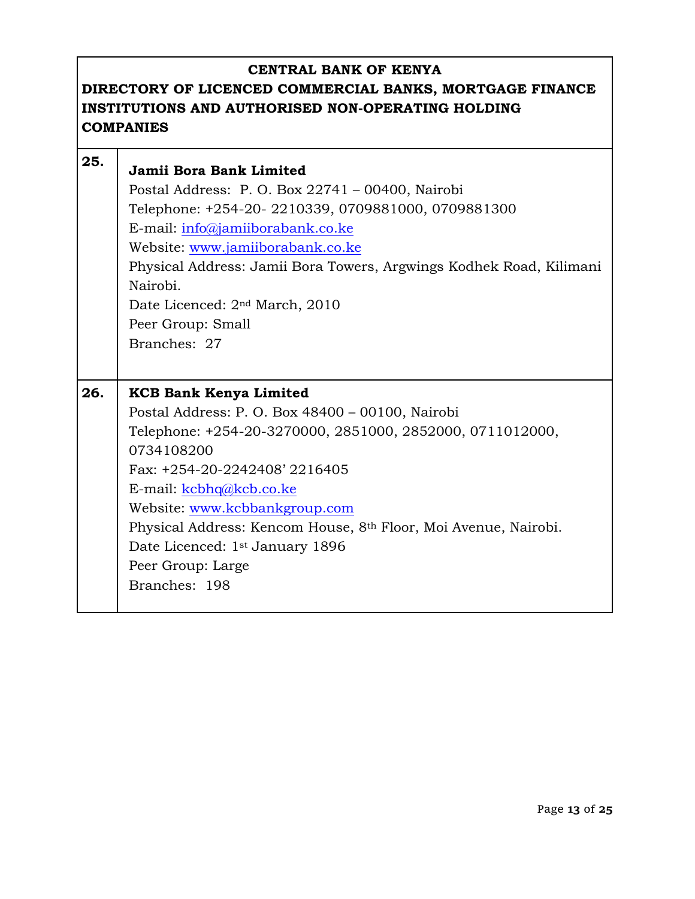**CENTRAL BANK OF KENYA**

**DIRECTORY OF LICENCED COMMERCIAL BANKS, MORTGAGE FINANCE INSTITUTIONS AND AUTHORISED NON-OPERATING HOLDING COMPANIES**

| | |
|---|---|
| **25.** | **Jamii Bora Bank Limited**<br>Postal Address: P. O. Box 22741 – 00400, Nairobi<br>Telephone: +254-20- 2210339, 0709881000, 0709881300<br>E-mail: info@jamiiborabank.co.ke<br>Website: www.jamiiborabank.co.ke<br>Physical Address: Jamii Bora Towers, Argwings Kodhek Road, Kilimani Nairobi.<br>Date Licenced: 2nd March, 2010<br>Peer Group: Small<br>Branches: 27 |
| **26.** | **KCB Bank Kenya Limited**<br>Postal Address: P. O. Box 48400 – 00100, Nairobi<br>Telephone: +254-20-3270000, 2851000, 2852000, 0711012000, 0734108200<br>Fax: +254-20-2242408' 2216405<br>E-mail: kcbhq@kcb.co.ke<br>Website: www.kcbbankgroup.com<br>Physical Address: Kencom House, 8th Floor, Moi Avenue, Nairobi.<br>Date Licenced: 1st January 1896<br>Peer Group: Large<br>Branches: 198 |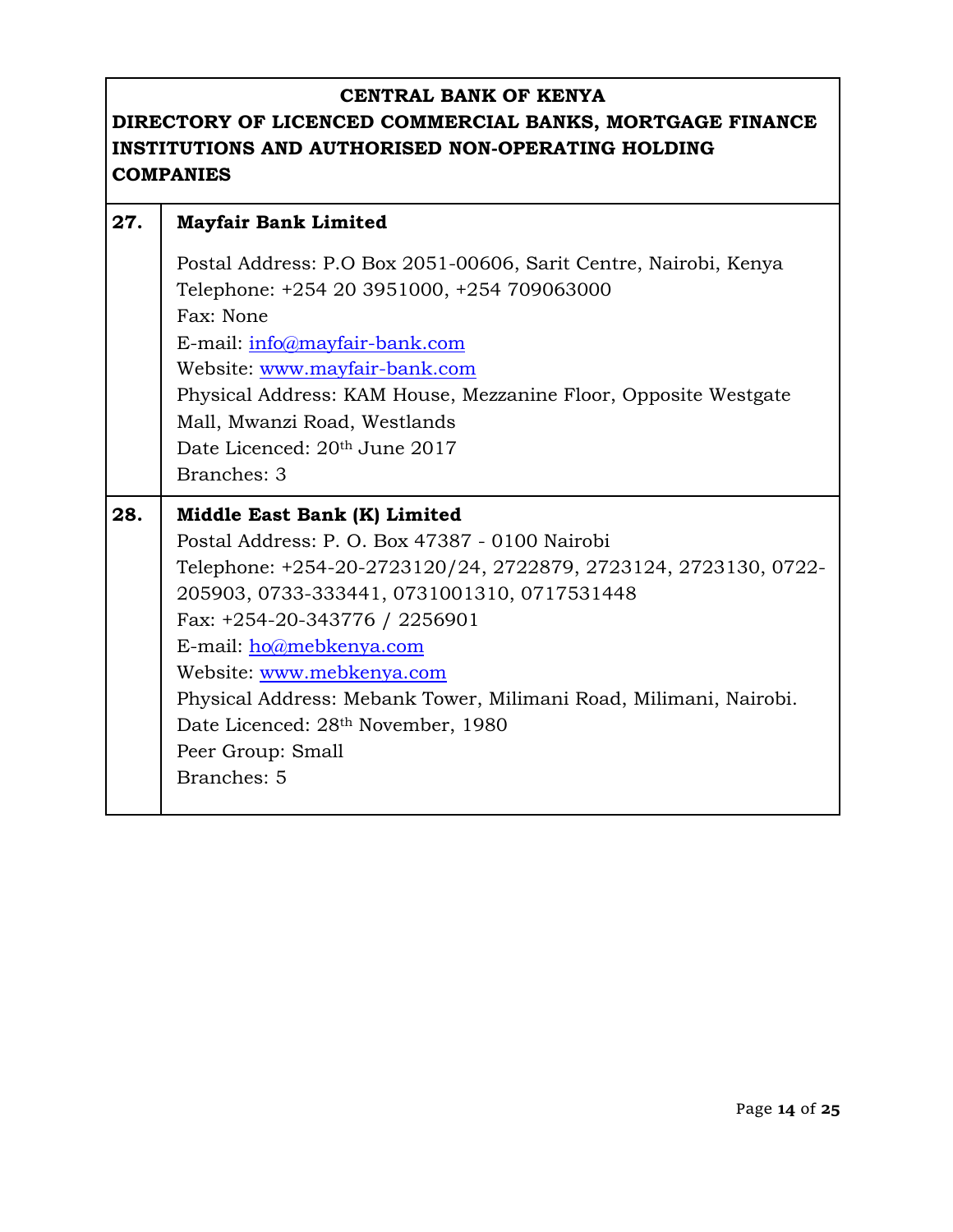**CENTRAL BANK OF KENYA**

**DIRECTORY OF LICENCED COMMERCIAL BANKS, MORTGAGE FINANCE INSTITUTIONS AND AUTHORISED NON-OPERATING HOLDING COMPANIES**

| | |
|---|---|
| **27.** | **Mayfair Bank Limited**<br><br>Postal Address: P.O Box 2051-00606, Sarit Centre, Nairobi, Kenya<br>Telephone: +254 20 3951000, +254 709063000<br>Fax: None<br>E-mail: info@mayfair-bank.com<br>Website: www.mayfair-bank.com<br>Physical Address: KAM House, Mezzanine Floor, Opposite Westgate Mall, Mwanzi Road, Westlands<br>Date Licenced: 20th June 2017<br>Branches: 3 |
| **28.** | **Middle East Bank (K) Limited**<br>Postal Address: P. O. Box 47387 - 0100 Nairobi<br>Telephone: +254-20-2723120/24, 2722879, 2723124, 2723130, 0722-205903, 0733-333441, 0731001310, 0717531448<br>Fax: +254-20-343776 / 2256901<br>E-mail: ho@mebkenya.com<br>Website: www.mebkenya.com<br>Physical Address: Mebank Tower, Milimani Road, Milimani, Nairobi.<br>Date Licenced: 28th November, 1980<br>Peer Group: Small<br>Branches: 5 |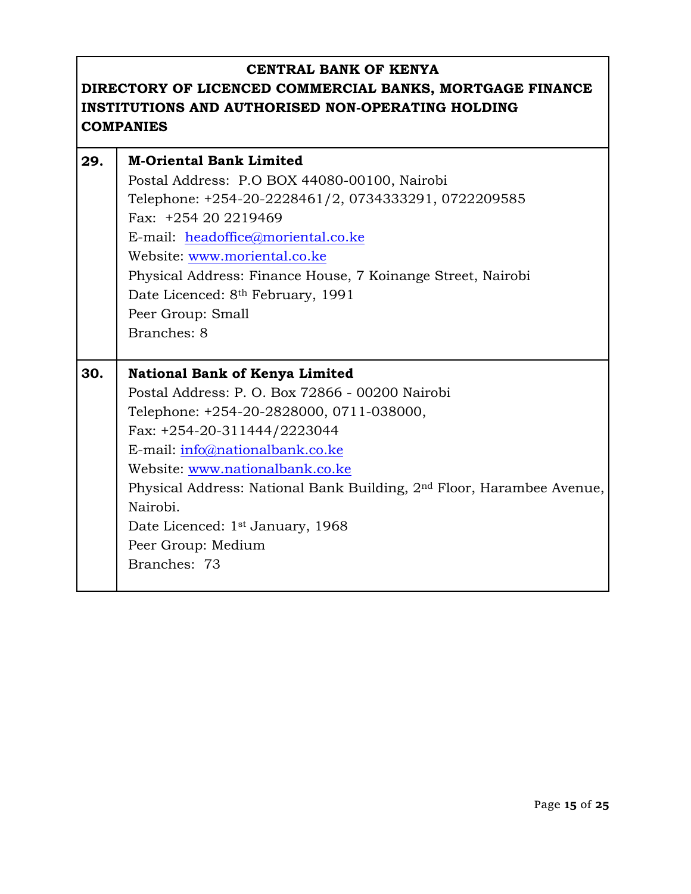**CENTRAL BANK OF KENYA**
**DIRECTORY OF LICENCED COMMERCIAL BANKS, MORTGAGE FINANCE INSTITUTIONS AND AUTHORISED NON-OPERATING HOLDING COMPANIES**

| | |
|---|---|
| **29.** | **M-Oriental Bank Limited**<br>Postal Address: P.O BOX 44080-00100, Nairobi<br>Telephone: +254-20-2228461/2, 0734333291, 0722209585<br>Fax: +254 20 2219469<br>E-mail: headoffice@moriental.co.ke<br>Website: www.moriental.co.ke<br>Physical Address: Finance House, 7 Koinange Street, Nairobi<br>Date Licenced: 8th February, 1991<br>Peer Group: Small<br>Branches: 8 |
| **30.** | **National Bank of Kenya Limited**<br>Postal Address: P. O. Box 72866 - 00200 Nairobi<br>Telephone: +254-20-2828000, 0711-038000,<br>Fax: +254-20-311444/2223044<br>E-mail: info@nationalbank.co.ke<br>Website: www.nationalbank.co.ke<br>Physical Address: National Bank Building, 2nd Floor, Harambee Avenue, Nairobi.<br>Date Licenced: 1st January, 1968<br>Peer Group: Medium<br>Branches: 73 |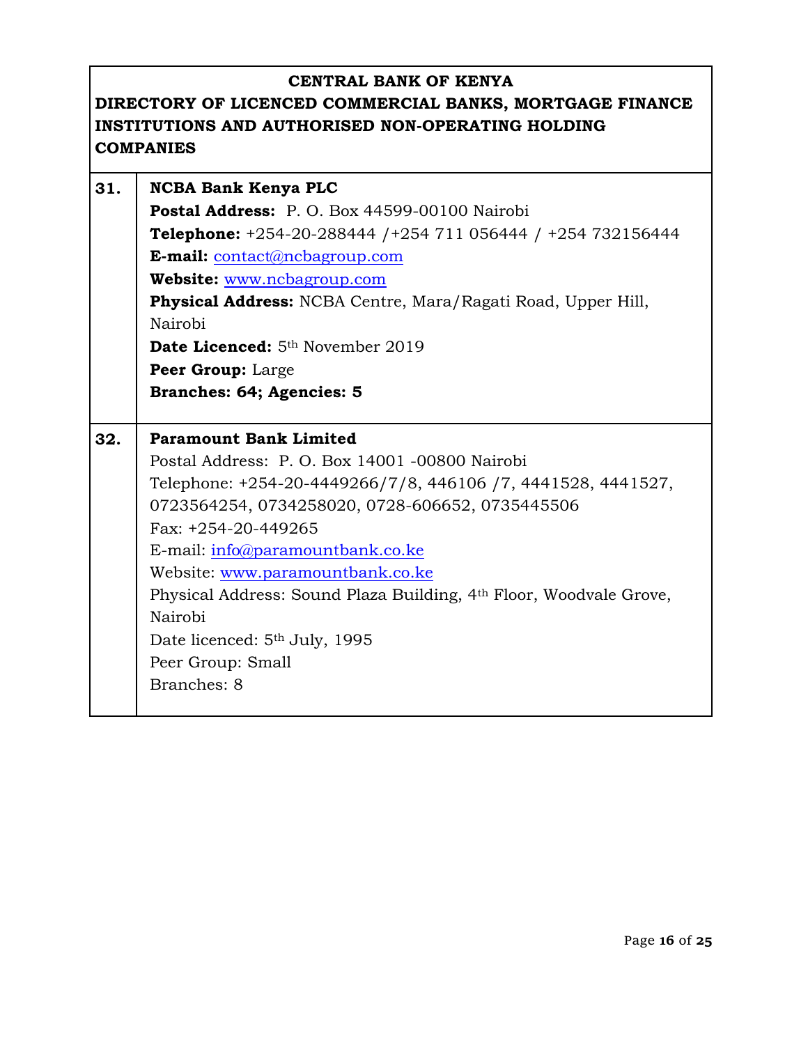**CENTRAL BANK OF KENYA**

**DIRECTORY OF LICENCED COMMERCIAL BANKS, MORTGAGE FINANCE INSTITUTIONS AND AUTHORISED NON-OPERATING HOLDING COMPANIES**

| | |
|---|---|
| **31.** | **NCBA Bank Kenya PLC**<br>**Postal Address:** P. O. Box 44599-00100 Nairobi<br>**Telephone:** +254-20-288444 /+254 711 056444 / +254 732156444<br>**E-mail:** contact@ncbagroup.com<br>**Website:** www.ncbagroup.com<br>**Physical Address:** NCBA Centre, Mara/Ragati Road, Upper Hill, Nairobi<br>**Date Licenced:** 5th November 2019<br>**Peer Group:** Large<br>**Branches: 64; Agencies: 5** |
| **32.** | **Paramount Bank Limited**<br>Postal Address: P. O. Box 14001 -00800 Nairobi<br>Telephone: +254-20-4449266/7/8, 446106 /7, 4441528, 4441527, 0723564254, 0734258020, 0728-606652, 0735445506<br>Fax: +254-20-449265<br>E-mail: info@paramountbank.co.ke<br>Website: www.paramountbank.co.ke<br>Physical Address: Sound Plaza Building, 4th Floor, Woodvale Grove, Nairobi<br>Date licenced: 5th July, 1995<br>Peer Group: Small<br>Branches: 8 |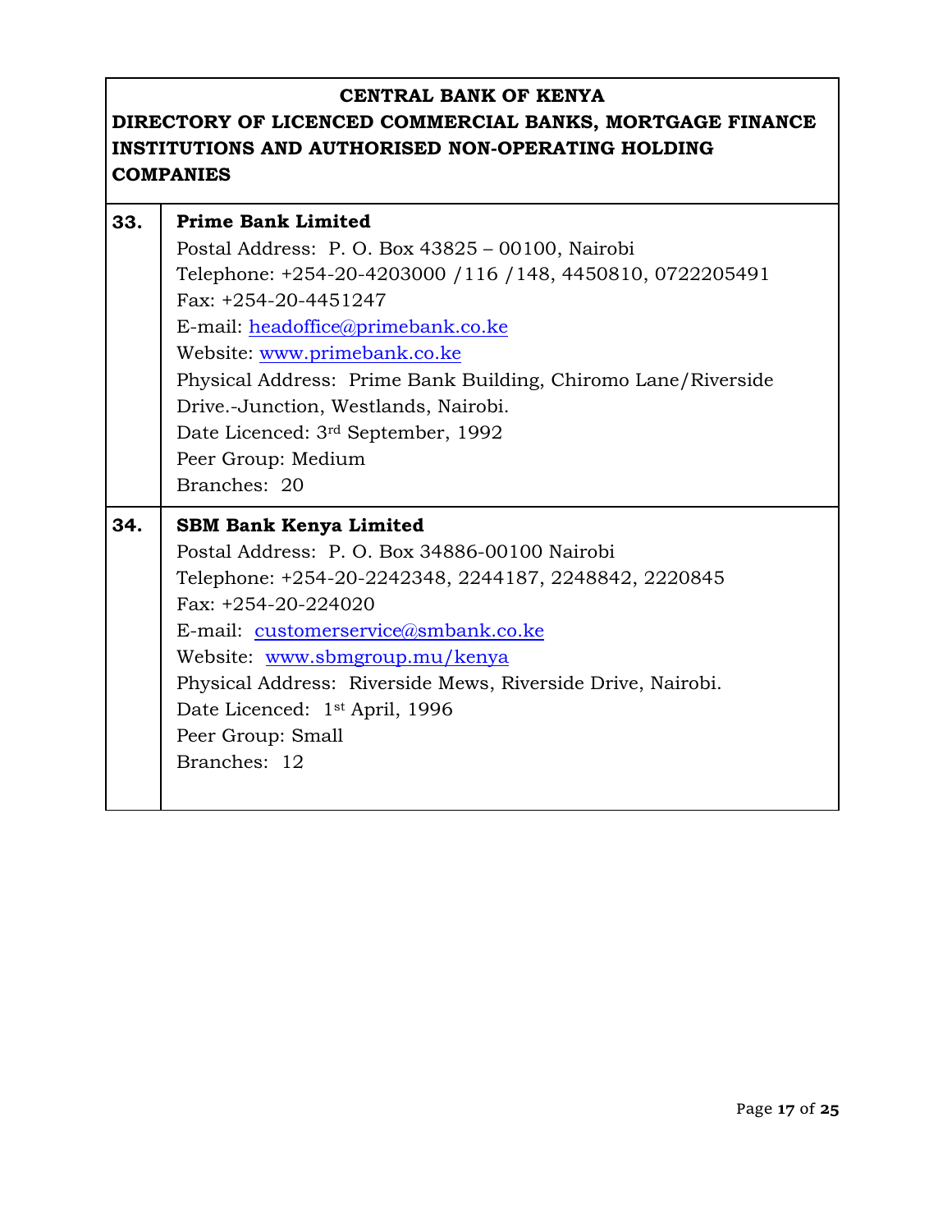**CENTRAL BANK OF KENYA**

**DIRECTORY OF LICENCED COMMERCIAL BANKS, MORTGAGE FINANCE INSTITUTIONS AND AUTHORISED NON-OPERATING HOLDING COMPANIES**

| | |
|---|---|
| **33.** | **Prime Bank Limited**<br>Postal Address: P. O. Box 43825 – 00100, Nairobi<br>Telephone: +254-20-4203000 /116 /148, 4450810, 0722205491<br>Fax: +254-20-4451247<br>E-mail: headoffice@primebank.co.ke<br>Website: www.primebank.co.ke<br>Physical Address: Prime Bank Building, Chiromo Lane/Riverside Drive.-Junction, Westlands, Nairobi.<br>Date Licenced: 3rd September, 1992<br>Peer Group: Medium<br>Branches: 20 |
| **34.** | **SBM Bank Kenya Limited**<br>Postal Address: P. O. Box 34886-00100 Nairobi<br>Telephone: +254-20-2242348, 2244187, 2248842, 2220845<br>Fax: +254-20-224020<br>E-mail: customerservice@smbank.co.ke<br>Website: www.sbmgroup.mu/kenya<br>Physical Address: Riverside Mews, Riverside Drive, Nairobi.<br>Date Licenced: 1st April, 1996<br>Peer Group: Small<br>Branches: 12 |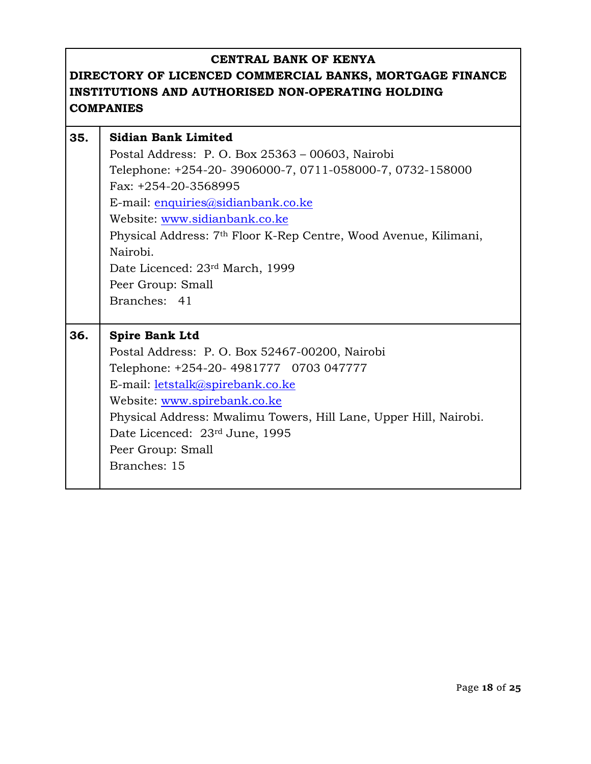**CENTRAL BANK OF KENYA**

**DIRECTORY OF LICENCED COMMERCIAL BANKS, MORTGAGE FINANCE INSTITUTIONS AND AUTHORISED NON-OPERATING HOLDING COMPANIES**

| | |
|---|---|
| **35.** | **Sidian Bank Limited**<br>Postal Address: P. O. Box 25363 – 00603, Nairobi<br>Telephone: +254-20- 3906000-7, 0711-058000-7, 0732-158000<br>Fax: +254-20-3568995<br>E-mail: enquiries@sidianbank.co.ke<br>Website: www.sidianbank.co.ke<br>Physical Address: 7th Floor K-Rep Centre, Wood Avenue, Kilimani, Nairobi.<br>Date Licenced: 23rd March, 1999<br>Peer Group: Small<br>Branches: 41 |
| **36.** | **Spire Bank Ltd**<br>Postal Address: P. O. Box 52467-00200, Nairobi<br>Telephone: +254-20- 4981777 0703 047777<br>E-mail: letstalk@spirebank.co.ke<br>Website: www.spirebank.co.ke<br>Physical Address: Mwalimu Towers, Hill Lane, Upper Hill, Nairobi.<br>Date Licenced: 23rd June, 1995<br>Peer Group: Small<br>Branches: 15 |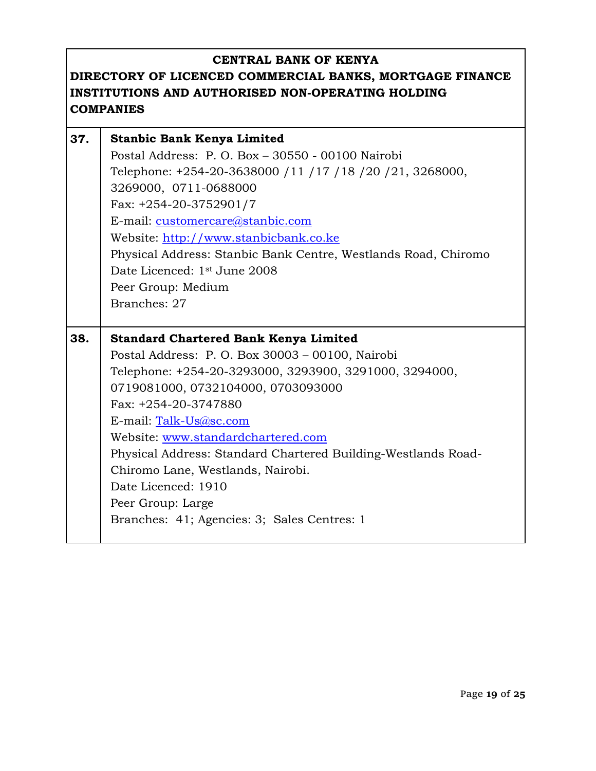**CENTRAL BANK OF KENYA**

**DIRECTORY OF LICENCED COMMERCIAL BANKS, MORTGAGE FINANCE INSTITUTIONS AND AUTHORISED NON-OPERATING HOLDING COMPANIES**

| | |
|---|---|
| **37.** | **Stanbic Bank Kenya Limited**<br>Postal Address: P. O. Box – 30550 - 00100 Nairobi<br>Telephone: +254-20-3638000 /11 /17 /18 /20 /21, 3268000, 3269000, 0711-0688000<br>Fax: +254-20-3752901/7<br>E-mail: customercare@stanbic.com<br>Website: http://www.stanbicbank.co.ke<br>Physical Address: Stanbic Bank Centre, Westlands Road, Chiromo<br>Date Licenced: 1st June 2008<br>Peer Group: Medium<br>Branches: 27 |
| **38.** | **Standard Chartered Bank Kenya Limited**<br>Postal Address: P. O. Box 30003 – 00100, Nairobi<br>Telephone: +254-20-3293000, 3293900, 3291000, 3294000, 0719081000, 0732104000, 0703093000<br>Fax: +254-20-3747880<br>E-mail: Talk-Us@sc.com<br>Website: www.standardchartered.com<br>Physical Address: Standard Chartered Building-Westlands Road-Chiromo Lane, Westlands, Nairobi.<br>Date Licenced: 1910<br>Peer Group: Large<br>Branches: 41; Agencies: 3; Sales Centres: 1 |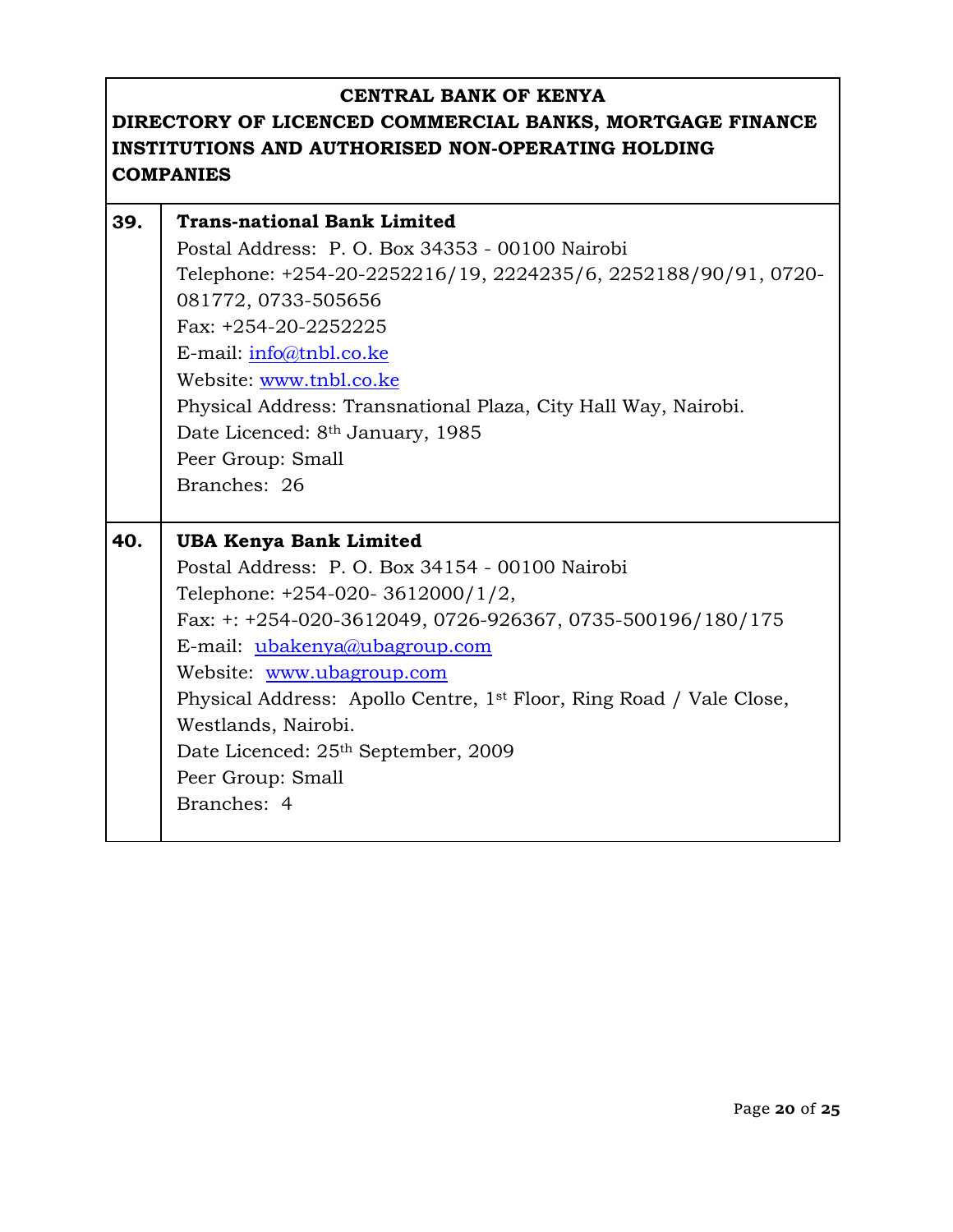**CENTRAL BANK OF KENYA**

**DIRECTORY OF LICENCED COMMERCIAL BANKS, MORTGAGE FINANCE INSTITUTIONS AND AUTHORISED NON-OPERATING HOLDING COMPANIES**

| | |
|---|---|
| **39.** | **Trans-national Bank Limited**<br>Postal Address: P. O. Box 34353 - 00100 Nairobi<br>Telephone: +254-20-2252216/19, 2224235/6, 2252188/90/91, 0720-081772, 0733-505656<br>Fax: +254-20-2252225<br>E-mail: info@tnbl.co.ke<br>Website: www.tnbl.co.ke<br>Physical Address: Transnational Plaza, City Hall Way, Nairobi.<br>Date Licenced: 8th January, 1985<br>Peer Group: Small<br>Branches: 26 |
| **40.** | **UBA Kenya Bank Limited**<br>Postal Address: P. O. Box 34154 - 00100 Nairobi<br>Telephone: +254-020- 3612000/1/2,<br>Fax: +: +254-020-3612049, 0726-926367, 0735-500196/180/175<br>E-mail: ubakenya@ubagroup.com<br>Website: www.ubagroup.com<br>Physical Address: Apollo Centre, 1st Floor, Ring Road / Vale Close, Westlands, Nairobi.<br>Date Licenced: 25th September, 2009<br>Peer Group: Small<br>Branches: 4 |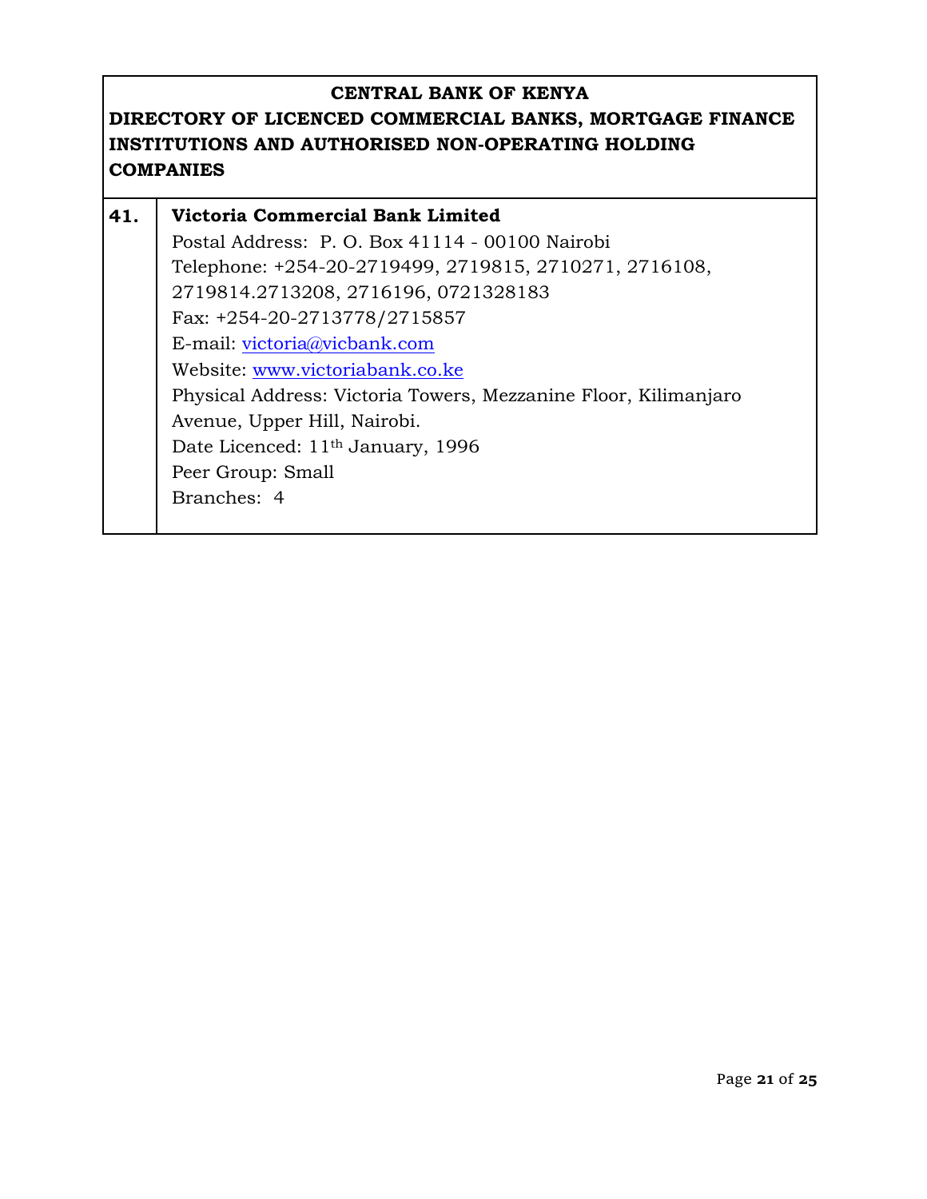**CENTRAL BANK OF KENYA**

**DIRECTORY OF LICENCED COMMERCIAL BANKS, MORTGAGE FINANCE INSTITUTIONS AND AUTHORISED NON-OPERATING HOLDING COMPANIES**

| | |
|---|---|
| **41.** | **Victoria Commercial Bank Limited**<br>Postal Address: P. O. Box 41114 - 00100 Nairobi<br>Telephone: +254-20-2719499, 2719815, 2710271, 2716108, 2719814.2713208, 2716196, 0721328183<br>Fax: +254-20-2713778/2715857<br>E-mail: victoria@vicbank.com<br>Website: www.victoriabank.co.ke<br>Physical Address: Victoria Towers, Mezzanine Floor, Kilimanjaro Avenue, Upper Hill, Nairobi.<br>Date Licenced: 11th January, 1996<br>Peer Group: Small<br>Branches: 4 |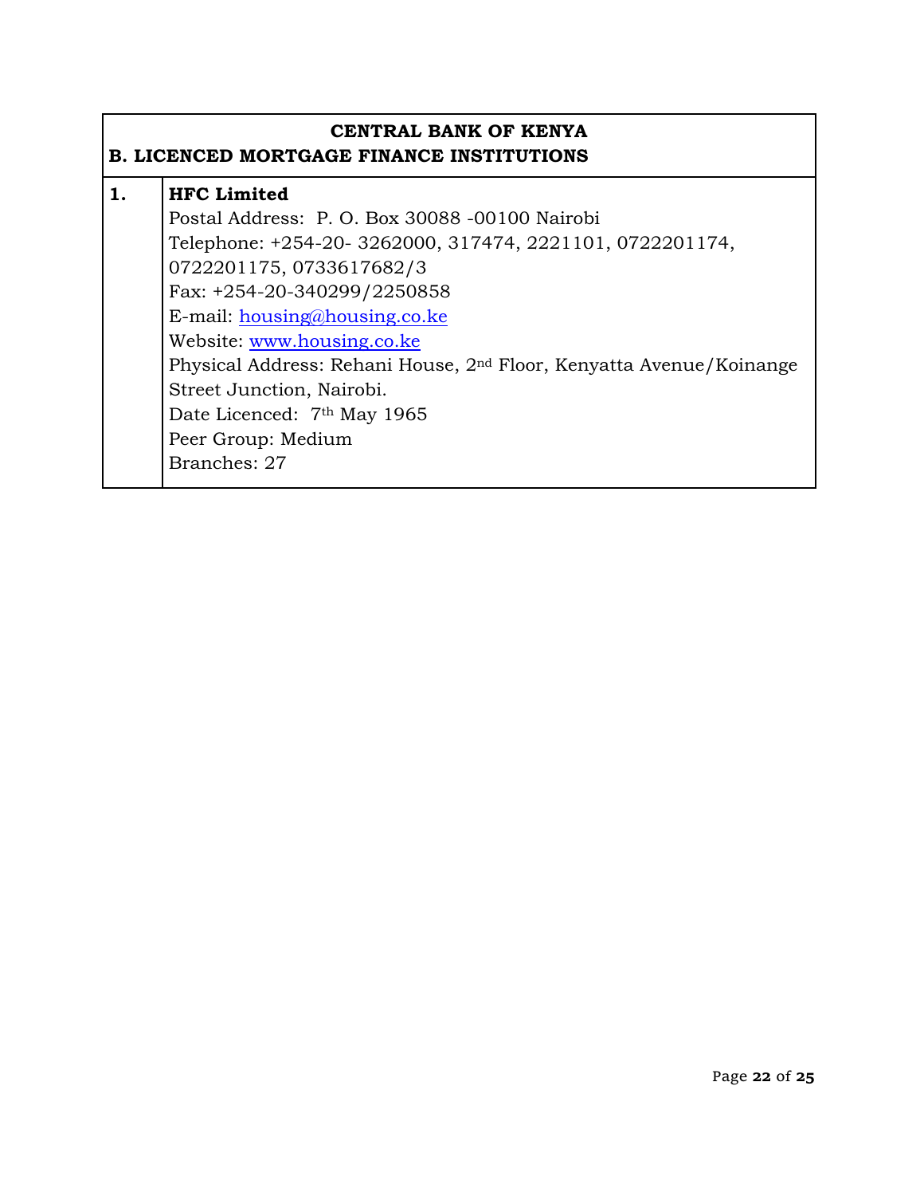| **CENTRAL BANK OF KENYA**<br>**B. LICENCED MORTGAGE FINANCE INSTITUTIONS** | |
|---|---|
| **1.** | **HFC Limited**<br>Postal Address: P. O. Box 30088 -00100 Nairobi<br>Telephone: +254-20- 3262000, 317474, 2221101, 0722201174, 0722201175, 0733617682/3<br>Fax: +254-20-340299/2250858<br>E-mail: housing@housing.co.ke<br>Website: www.housing.co.ke<br>Physical Address: Rehani House, 2nd Floor, Kenyatta Avenue/Koinange Street Junction, Nairobi.<br>Date Licenced: 7th May 1965<br>Peer Group: Medium<br>Branches: 27 |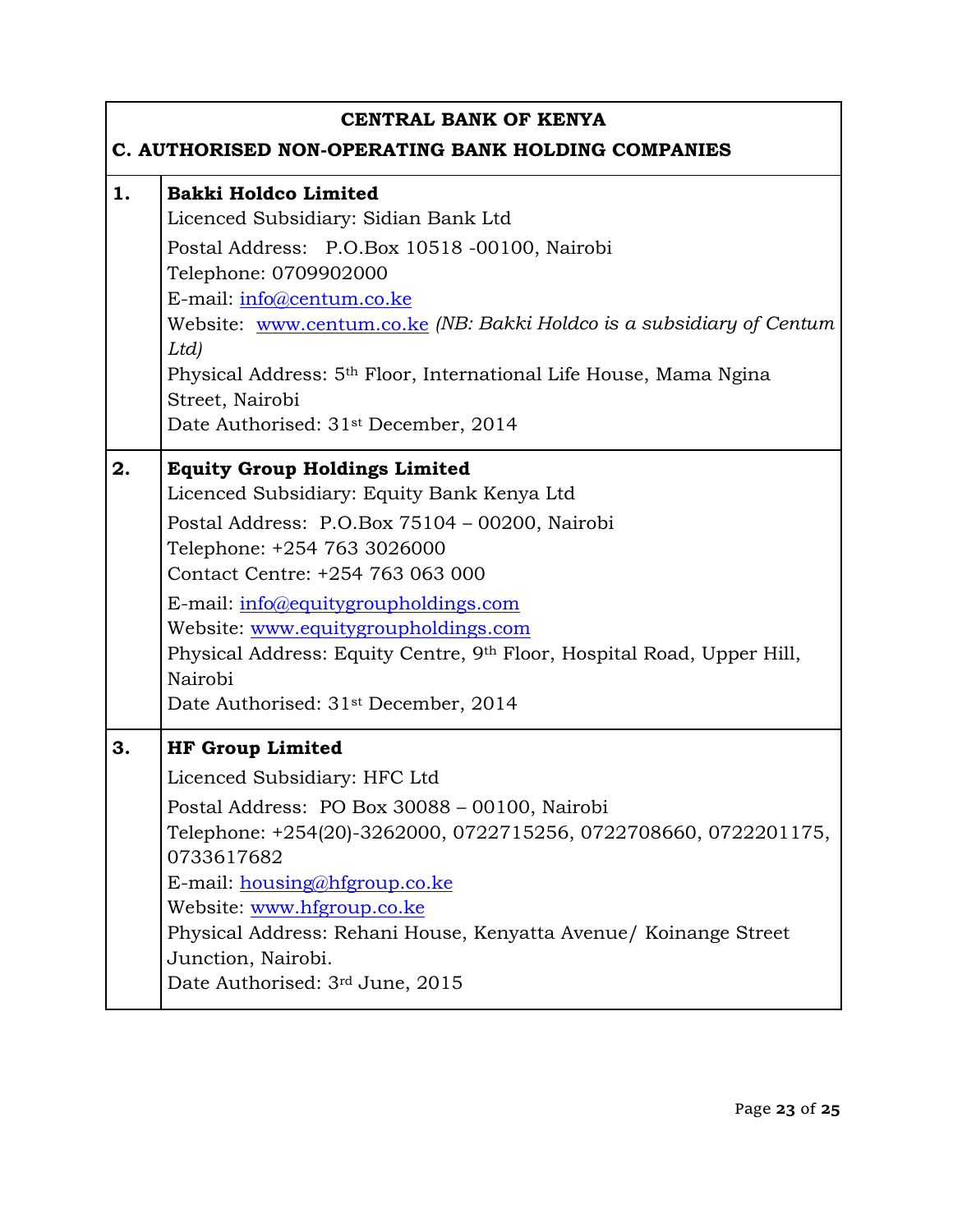| CENTRAL BANK OF KENYA<br>C. AUTHORISED NON-OPERATING BANK HOLDING COMPANIES | |
|---|---|
| **1.** | **Bakki Holdco Limited**<br>Licenced Subsidiary: Sidian Bank Ltd<br>Postal Address: P.O.Box 10518 -00100, Nairobi<br>Telephone: 0709902000<br>E-mail: info@centum.co.ke<br>Website: www.centum.co.ke *(NB: Bakki Holdco is a subsidiary of Centum Ltd)*<br>Physical Address: 5th Floor, International Life House, Mama Ngina Street, Nairobi<br>Date Authorised: 31st December, 2014 |
| **2.** | **Equity Group Holdings Limited**<br>Licenced Subsidiary: Equity Bank Kenya Ltd<br>Postal Address: P.O.Box 75104 – 00200, Nairobi<br>Telephone: +254 763 3026000<br>Contact Centre: +254 763 063 000<br>E-mail: info@equitygroupholdings.com<br>Website: www.equitygroupholdings.com<br>Physical Address: Equity Centre, 9th Floor, Hospital Road, Upper Hill, Nairobi<br>Date Authorised: 31st December, 2014 |
| **3.** | **HF Group Limited**<br>Licenced Subsidiary: HFC Ltd<br>Postal Address: PO Box 30088 – 00100, Nairobi<br>Telephone: +254(20)-3262000, 0722715256, 0722708660, 0722201175, 0733617682<br>E-mail: housing@hfgroup.co.ke<br>Website: www.hfgroup.co.ke<br>Physical Address: Rehani House, Kenyatta Avenue/ Koinange Street Junction, Nairobi.<br>Date Authorised: 3rd June, 2015 |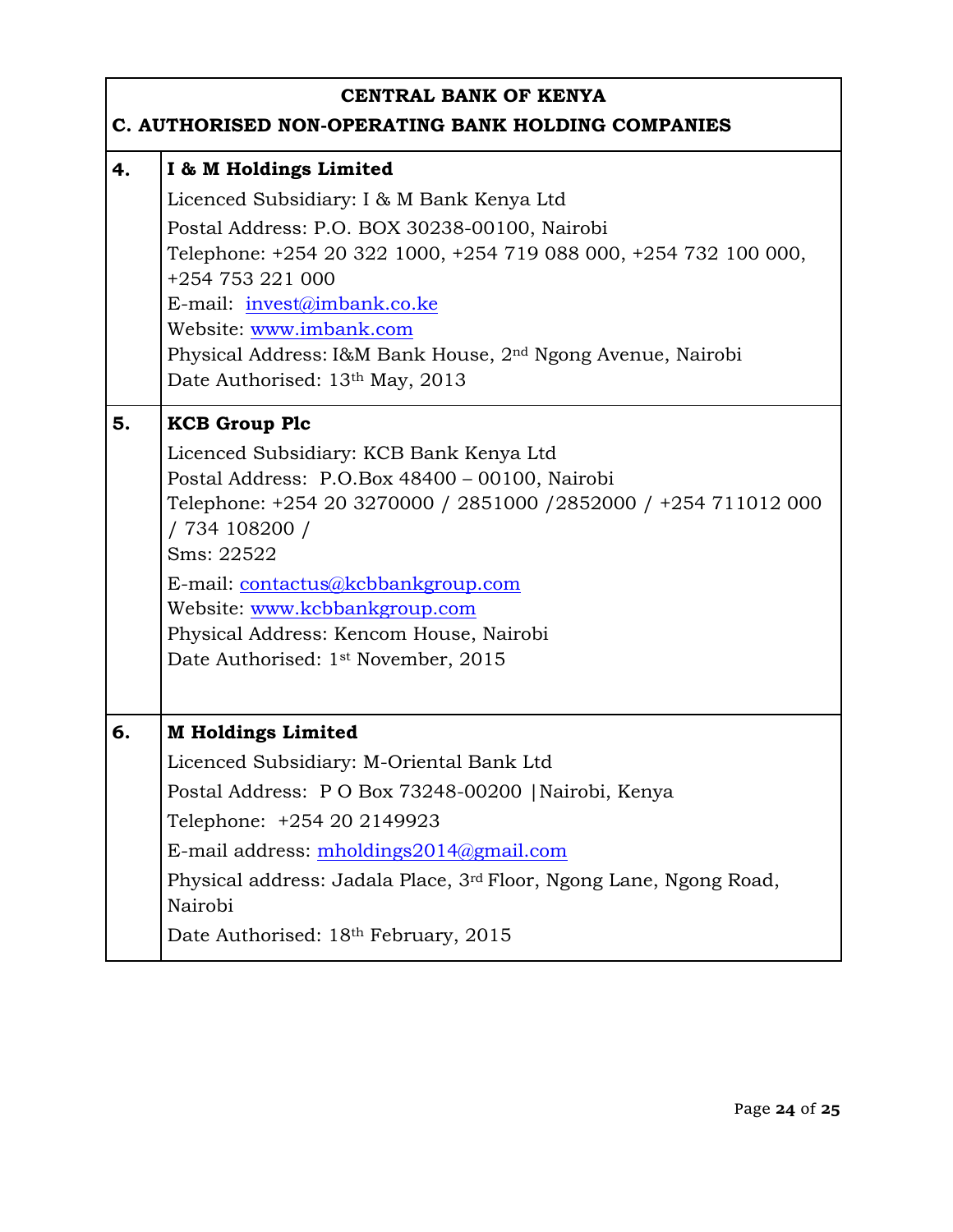| **CENTRAL BANK OF KENYA**<br>**C. AUTHORISED NON-OPERATING BANK HOLDING COMPANIES** | |
|---|---|
| **4.** | **I & M Holdings Limited**<br>Licenced Subsidiary: I & M Bank Kenya Ltd<br>Postal Address: P.O. BOX 30238-00100, Nairobi<br>Telephone: +254 20 322 1000, +254 719 088 000, +254 732 100 000, +254 753 221 000<br>E-mail: invest@imbank.co.ke<br>Website: www.imbank.com<br>Physical Address: I&M Bank House, 2nd Ngong Avenue, Nairobi<br>Date Authorised: 13th May, 2013 |
| **5.** | **KCB Group Plc**<br>Licenced Subsidiary: KCB Bank Kenya Ltd<br>Postal Address: P.O.Box 48400 – 00100, Nairobi<br>Telephone: +254 20 3270000 / 2851000 /2852000 / +254 711012 000 / 734 108200 /<br>Sms: 22522<br>E-mail: contactus@kcbbankgroup.com<br>Website: www.kcbbankgroup.com<br>Physical Address: Kencom House, Nairobi<br>Date Authorised: 1st November, 2015 |
| **6.** | **M Holdings Limited**<br>Licenced Subsidiary: M-Oriental Bank Ltd<br>Postal Address: P O Box 73248-00200 \|Nairobi, Kenya<br>Telephone: +254 20 2149923<br>E-mail address: mholdings2014@gmail.com<br>Physical address: Jadala Place, 3rd Floor, Ngong Lane, Ngong Road, Nairobi<br>Date Authorised: 18th February, 2015 |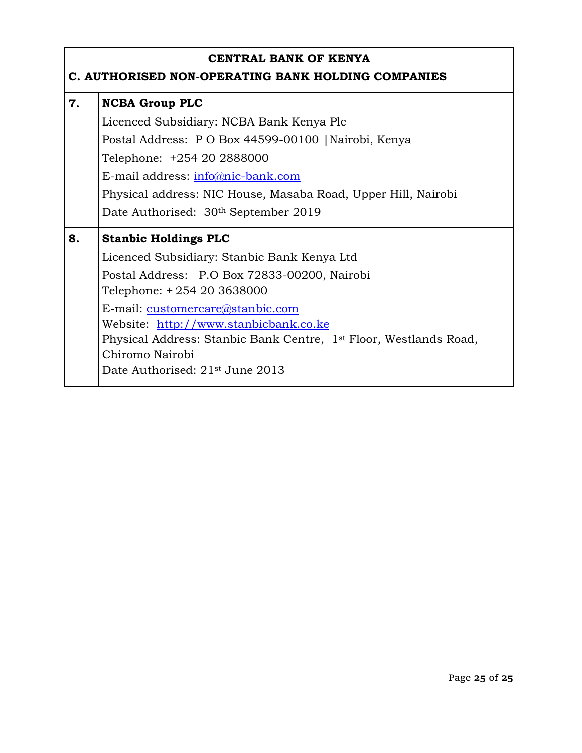| **CENTRAL BANK OF KENYA**<br>**C. AUTHORISED NON-OPERATING BANK HOLDING COMPANIES** | |
|---|---|
| **7.** | **NCBA Group PLC**<br>Licenced Subsidiary: NCBA Bank Kenya Plc<br>Postal Address: P O Box 44599-00100 \|Nairobi, Kenya<br>Telephone: +254 20 2888000<br>E-mail address: info@nic-bank.com<br>Physical address: NIC House, Masaba Road, Upper Hill, Nairobi<br>Date Authorised: 30th September 2019 |
| **8.** | **Stanbic Holdings PLC**<br>Licenced Subsidiary: Stanbic Bank Kenya Ltd<br>Postal Address: P.O Box 72833-00200, Nairobi<br>Telephone: + 254 20 3638000<br>E-mail: customercare@stanbic.com<br>Website: http://www.stanbicbank.co.ke<br>Physical Address: Stanbic Bank Centre, 1st Floor, Westlands Road, Chiromo Nairobi<br>Date Authorised: 21st June 2013 |